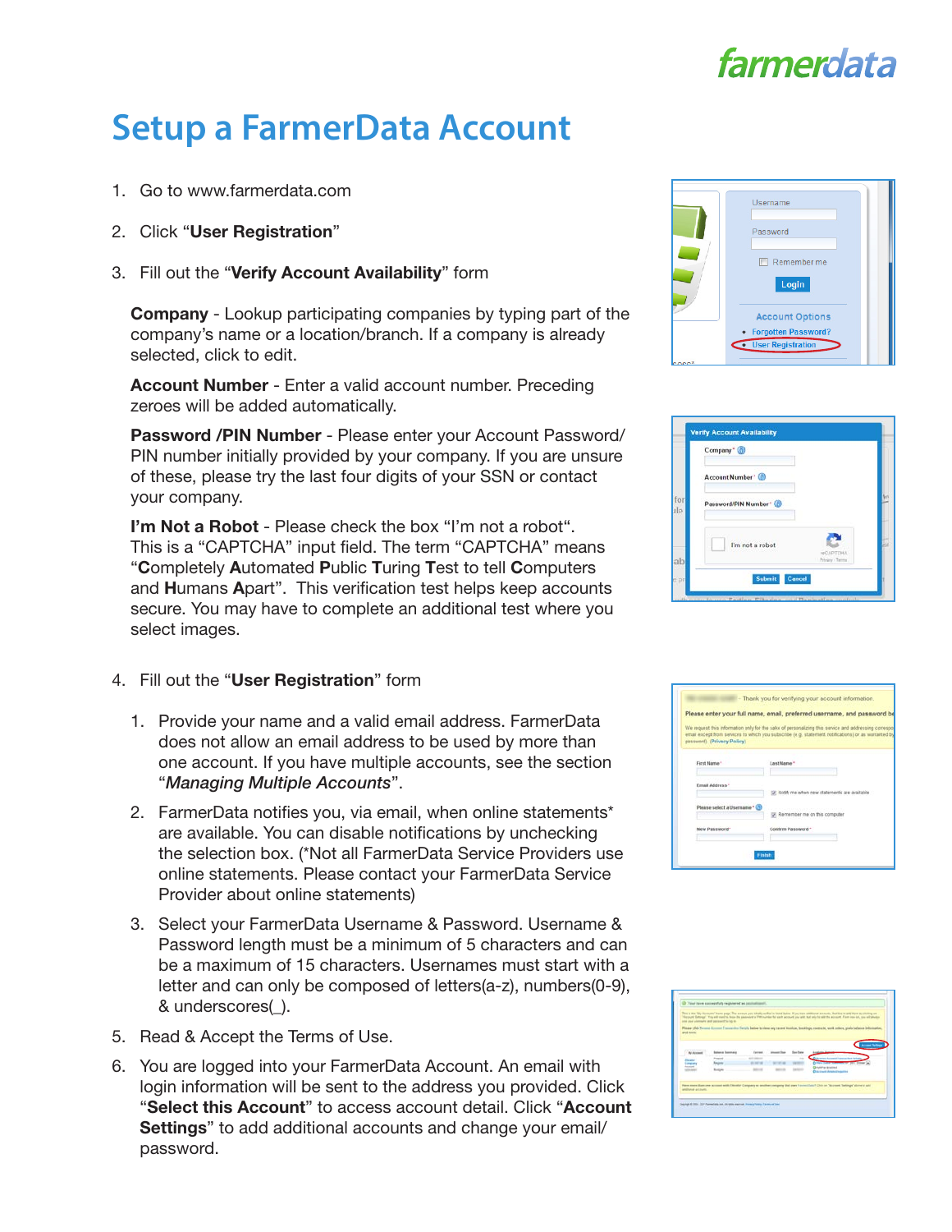# Setup a FarmerData Account

1. Go to www.farmerdata.com

2. Click "**User Registration**"

3. Fill out the "**Verify Account Availability**" form

   **Company** - Lookup participating companies by typing part of the company's name or a location/branch. If a company is already selected, click to edit.

   **Account Number** - Enter a valid account number. Preceding zeroes will be added automatically.

   **Password /PIN Number** - Please enter your Account Password/ PIN number initially provided by your company. If you are unsure of these, please try the last four digits of your SSN or contact your company.

   **I'm Not a Robot** - Please check the box "I'm not a robot". This is a "CAPTCHA" input field. The term "CAPTCHA" means "**C**ompletely **A**utomated **P**ublic **T**uring **T**est to tell **C**omputers and **H**umans **A**part". This verification test helps keep accounts secure. You may have to complete an additional test where you select images.

4. Fill out the "**User Registration**" form

   1. Provide your name and a valid email address. FarmerData does not allow an email address to be used by more than one account. If you have multiple accounts, see the section "*Managing Multiple Accounts*".

   2. FarmerData notifies you, via email, when online statements* are available. You can disable notifications by unchecking the selection box. (*Not all FarmerData Service Providers use online statements. Please contact your FarmerData Service Provider about online statements)

   3. Select your FarmerData Username & Password. Username & Password length must be a minimum of 5 characters and can be a maximum of 15 characters. Usernames must start with a letter and can only be composed of letters(a-z), numbers(0-9), & underscores(_).

5. Read & Accept the Terms of Use.

6. You are logged into your FarmerData Account. An email with login information will be sent to the address you provided. Click "**Select this Account**" to access account detail. Click "**Account Settings**" to add additional accounts and change your email/ password.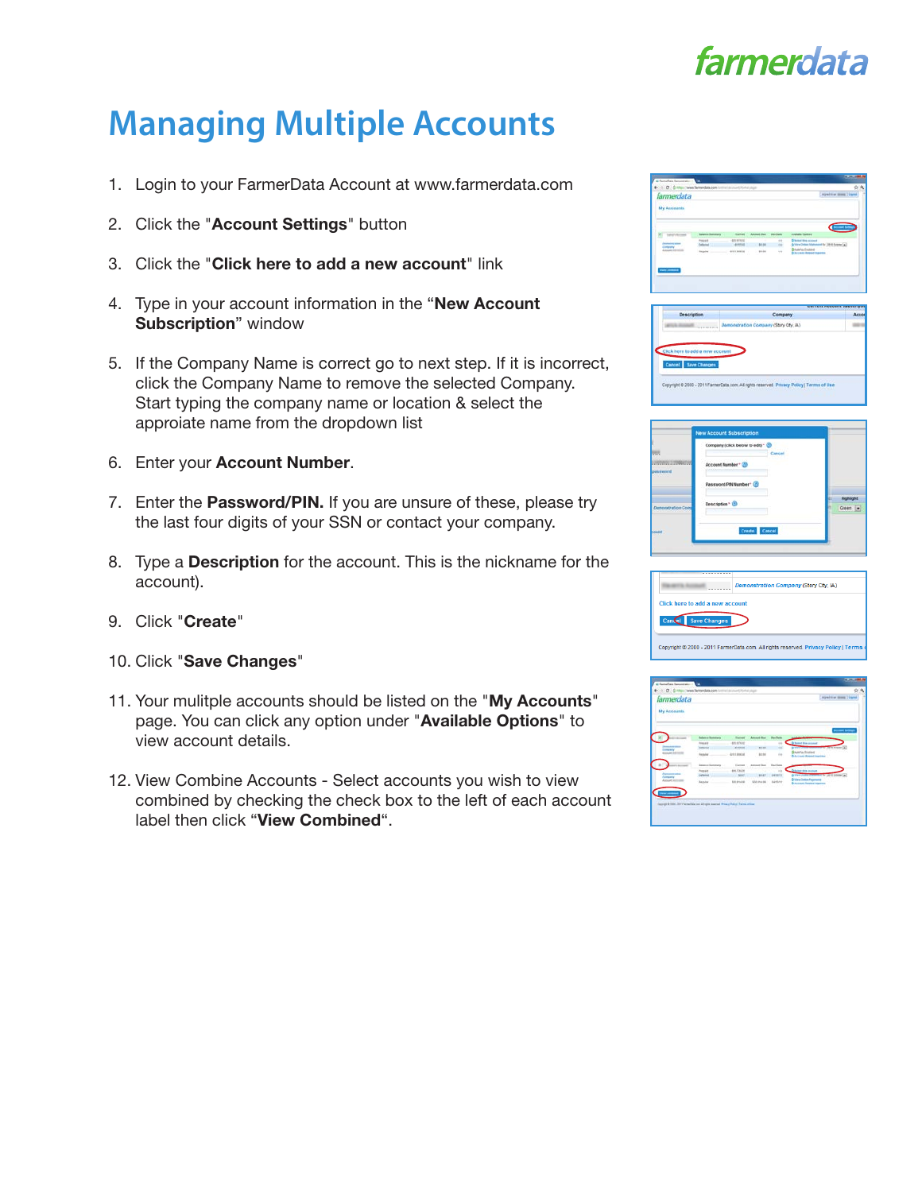# Managing Multiple Accounts

1. Login to your FarmerData Account at www.farmerdata.com

2. Click the "**Account Settings**" button

3. Click the "**Click here to add a new account**" link

4. Type in your account information in the “**New Account Subscription**” window

5. If the Company Name is correct go to next step. If it is incorrect, click the Company Name to remove the selected Company. Start typing the company name or location & select the approiate name from the dropdown list

6. Enter your **Account Number**.

7. Enter the **Password/PIN.** If you are unsure of these, please try the last four digits of your SSN or contact your company.

8. Type a **Description** for the account. This is the nickname for the account).

9. Click "**Create**"

10. Click "**Save Changes**"

11. Your mulitple accounts should be listed on the "**My Accounts**" page. You can click any option under "**Available Options**" to view account details.

12. View Combine Accounts - Select accounts you wish to view combined by checking the check box to the left of each account label then click “**View Combined**“.